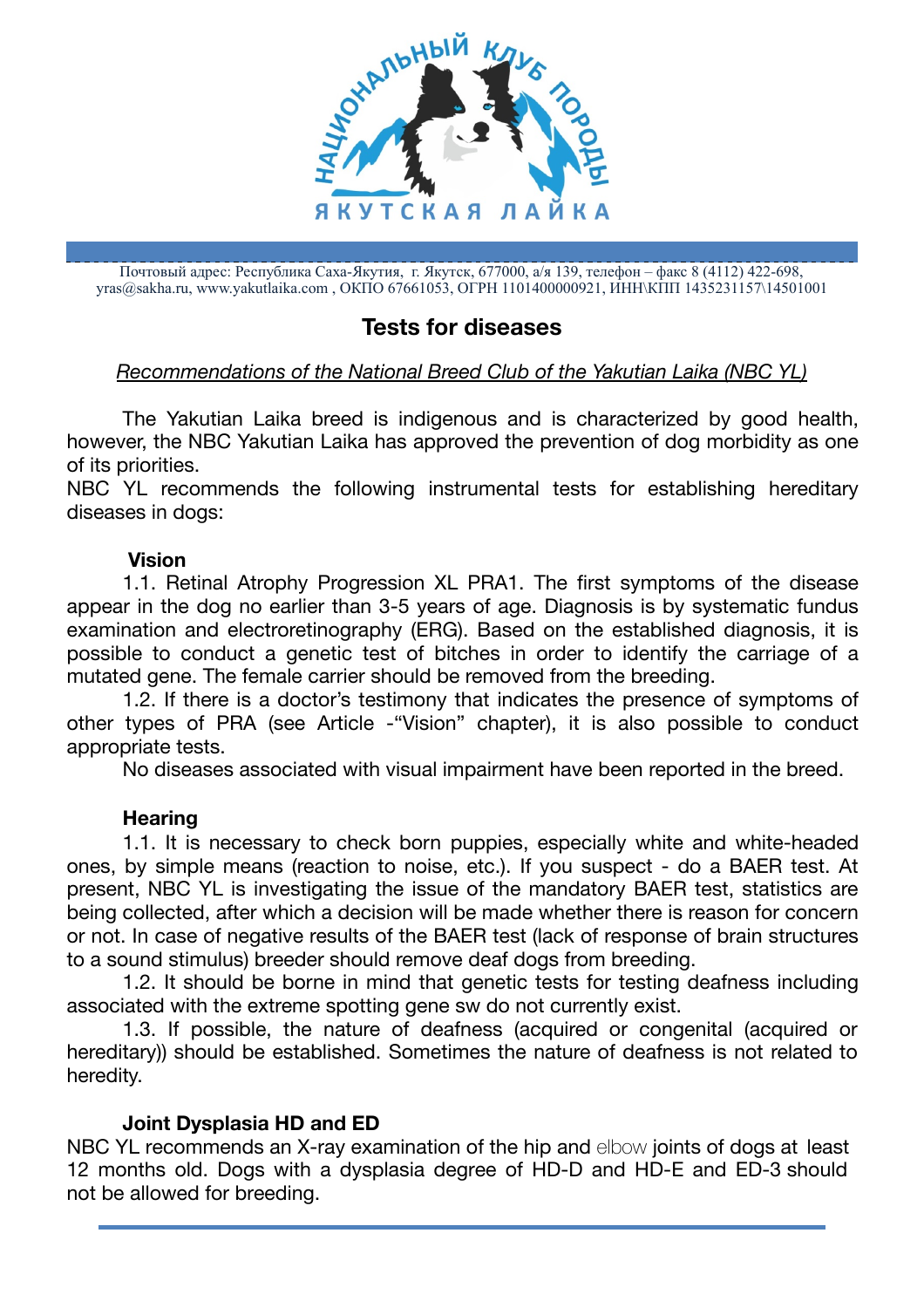НАЦИОНАЛЬНЫЙ КЛУБ ПОРОДЫ ЯКУТСКАЯ ЛАЙКА

Почтовый адрес: Республика Саха-Якутия, г. Якутск, 677000, а/я 139, телефон – факс 8 (4112) 422-698, yras@sakha.ru, www.yakutlaika.com , ОКПО 67661053, ОГРН 1101400000921, ИНН\КПП 1435231157\14501001

# Tests for diseases

*Recommendations of the National Breed Club of the Yakutian Laika (NBC YL)*

The Yakutian Laika breed is indigenous and is characterized by good health, however, the NBC Yakutian Laika has approved the prevention of dog morbidity as one of its priorities.
NBC YL recommends the following instrumental tests for establishing hereditary diseases in dogs:

**Vision**

1.1. Retinal Atrophy Progression XL PRA1. The first symptoms of the disease appear in the dog no earlier than 3-5 years of age. Diagnosis is by systematic fundus examination and electroretinography (ERG). Based on the established diagnosis, it is possible to conduct a genetic test of bitches in order to identify the carriage of a mutated gene. The female carrier should be removed from the breeding.

1.2. If there is a doctor's testimony that indicates the presence of symptoms of other types of PRA (see Article -"Vision" chapter), it is also possible to conduct appropriate tests.

No diseases associated with visual impairment have been reported in the breed.

**Hearing**

1.1. It is necessary to check born puppies, especially white and white-headed ones, by simple means (reaction to noise, etc.). If you suspect - do a BAER test. At present, NBC YL is investigating the issue of the mandatory BAER test, statistics are being collected, after which a decision will be made whether there is reason for concern or not. In case of negative results of the BAER test (lack of response of brain structures to a sound stimulus) breeder should remove deaf dogs from breeding.

1.2. It should be borne in mind that genetic tests for testing deafness including associated with the extreme spotting gene sw do not currently exist.

1.3. If possible, the nature of deafness (acquired or congenital (acquired or hereditary)) should be established. Sometimes the nature of deafness is not related to heredity.

**Joint Dysplasia HD and ED**

NBC YL recommends an X-ray examination of the hip and elbow joints of dogs at least 12 months old. Dogs with a dysplasia degree of HD-D and HD-E and ED-3 should not be allowed for breeding.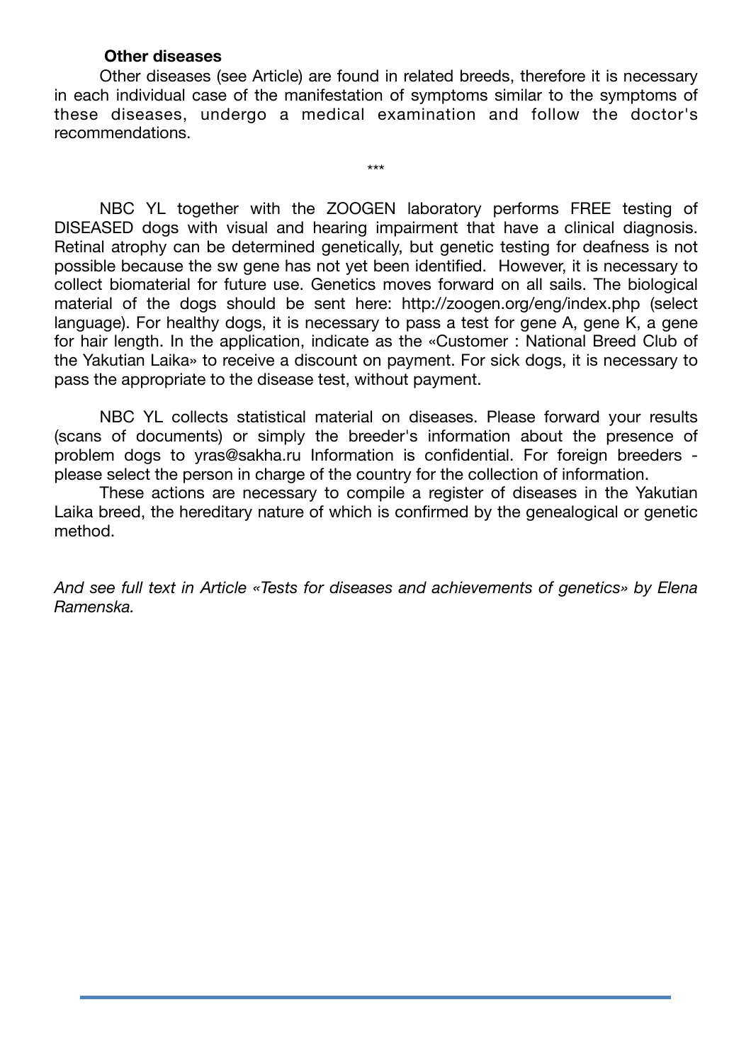### Other diseases

Other diseases (see Article) are found in related breeds, therefore it is necessary in each individual case of the manifestation of symptoms similar to the symptoms of these diseases, undergo a medical examination and follow the doctor's recommendations.

***

NBC YL together with the ZOOGEN laboratory performs FREE testing of DISEASED dogs with visual and hearing impairment that have a clinical diagnosis. Retinal atrophy can be determined genetically, but genetic testing for deafness is not possible because the sw gene has not yet been identified. However, it is necessary to collect biomaterial for future use. Genetics moves forward on all sails. The biological material of the dogs should be sent here: http://zoogen.org/eng/index.php (select language). For healthy dogs, it is necessary to pass a test for gene A, gene K, a gene for hair length. In the application, indicate as the «Customer : National Breed Club of the Yakutian Laika» to receive a discount on payment. For sick dogs, it is necessary to pass the appropriate to the disease test, without payment.

NBC YL collects statistical material on diseases. Please forward your results (scans of documents) or simply the breeder's information about the presence of problem dogs to yras@sakha.ru Information is confidential. For foreign breeders - please select the person in charge of the country for the collection of information.

These actions are necessary to compile a register of diseases in the Yakutian Laika breed, the hereditary nature of which is confirmed by the genealogical or genetic method.

*And see full text in Article «Tests for diseases and achievements of genetics» by Elena Ramenska.*